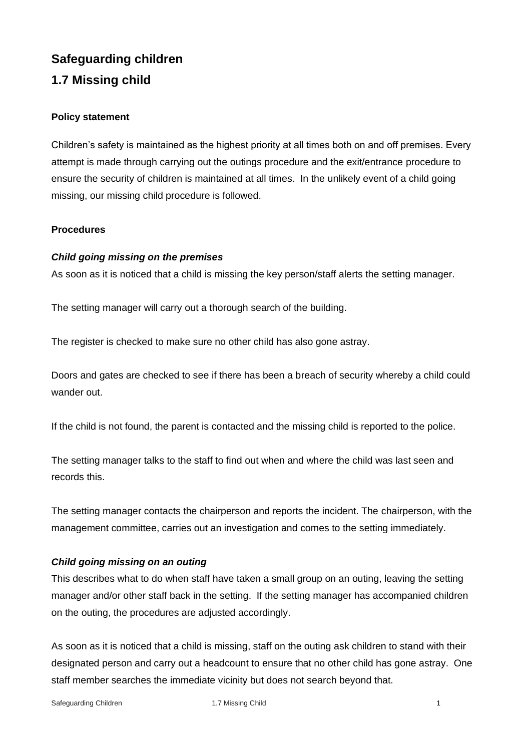# Safeguarding children

## 1.7 Missing child

### Policy statement

Children's safety is maintained as the highest priority at all times both on and off premises. Every attempt is made through carrying out the outings procedure and the exit/entrance procedure to ensure the security of children is maintained at all times. In the unlikely event of a child going missing, our missing child procedure is followed.

### Procedures

#### *Child going missing on the premises*

As soon as it is noticed that a child is missing the key person/staff alerts the setting manager.

The setting manager will carry out a thorough search of the building.

The register is checked to make sure no other child has also gone astray.

Doors and gates are checked to see if there has been a breach of security whereby a child could wander out.

If the child is not found, the parent is contacted and the missing child is reported to the police.

The setting manager talks to the staff to find out when and where the child was last seen and records this.

The setting manager contacts the chairperson and reports the incident. The chairperson, with the management committee, carries out an investigation and comes to the setting immediately.

#### *Child going missing on an outing*

This describes what to do when staff have taken a small group on an outing, leaving the setting manager and/or other staff back in the setting. If the setting manager has accompanied children on the outing, the procedures are adjusted accordingly.

As soon as it is noticed that a child is missing, staff on the outing ask children to stand with their designated person and carry out a headcount to ensure that no other child has gone astray. One staff member searches the immediate vicinity but does not search beyond that.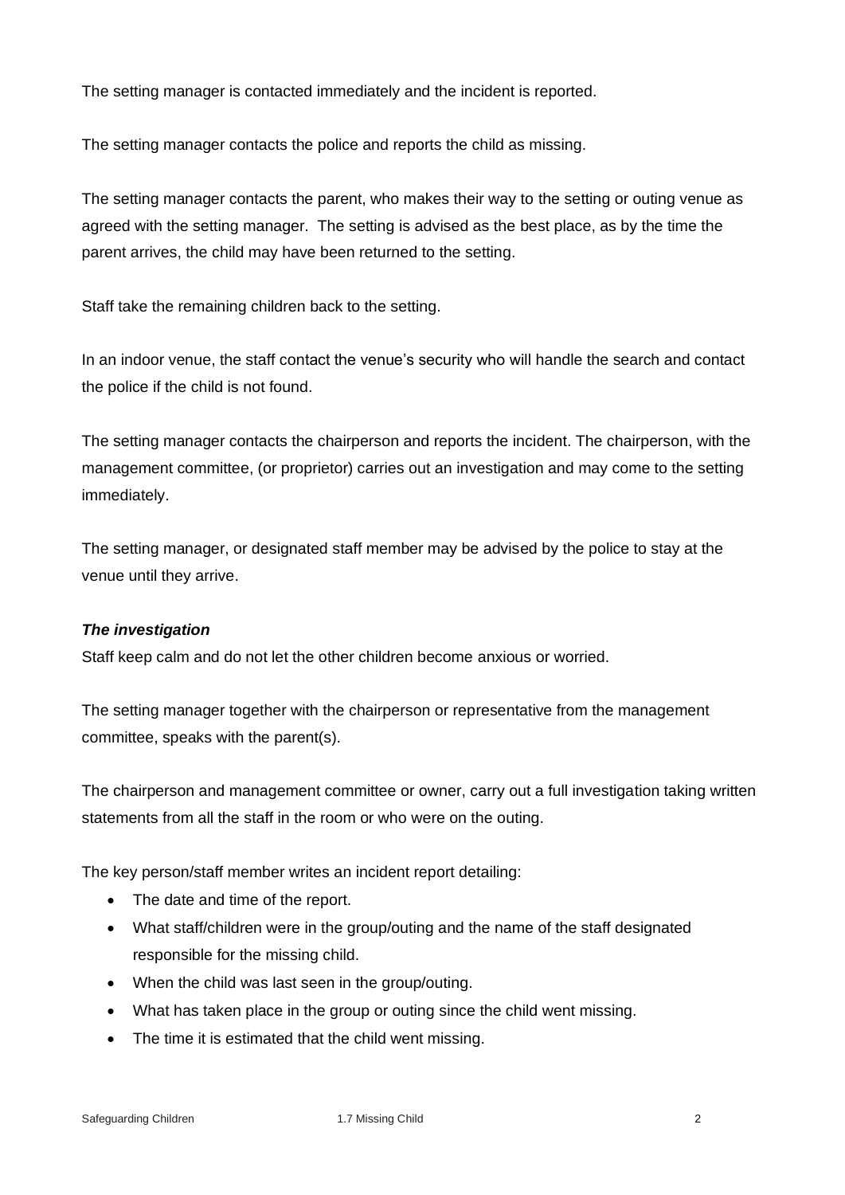The setting manager is contacted immediately and the incident is reported.

The setting manager contacts the police and reports the child as missing.

The setting manager contacts the parent, who makes their way to the setting or outing venue as agreed with the setting manager. The setting is advised as the best place, as by the time the parent arrives, the child may have been returned to the setting.

Staff take the remaining children back to the setting.

In an indoor venue, the staff contact the venue's security who will handle the search and contact the police if the child is not found.

The setting manager contacts the chairperson and reports the incident. The chairperson, with the management committee, (or proprietor) carries out an investigation and may come to the setting immediately.

The setting manager, or designated staff member may be advised by the police to stay at the venue until they arrive.

***The investigation***

Staff keep calm and do not let the other children become anxious or worried.

The setting manager together with the chairperson or representative from the management committee, speaks with the parent(s).

The chairperson and management committee or owner, carry out a full investigation taking written statements from all the staff in the room or who were on the outing.

The key person/staff member writes an incident report detailing:

- The date and time of the report.
- What staff/children were in the group/outing and the name of the staff designated responsible for the missing child.
- When the child was last seen in the group/outing.
- What has taken place in the group or outing since the child went missing.
- The time it is estimated that the child went missing.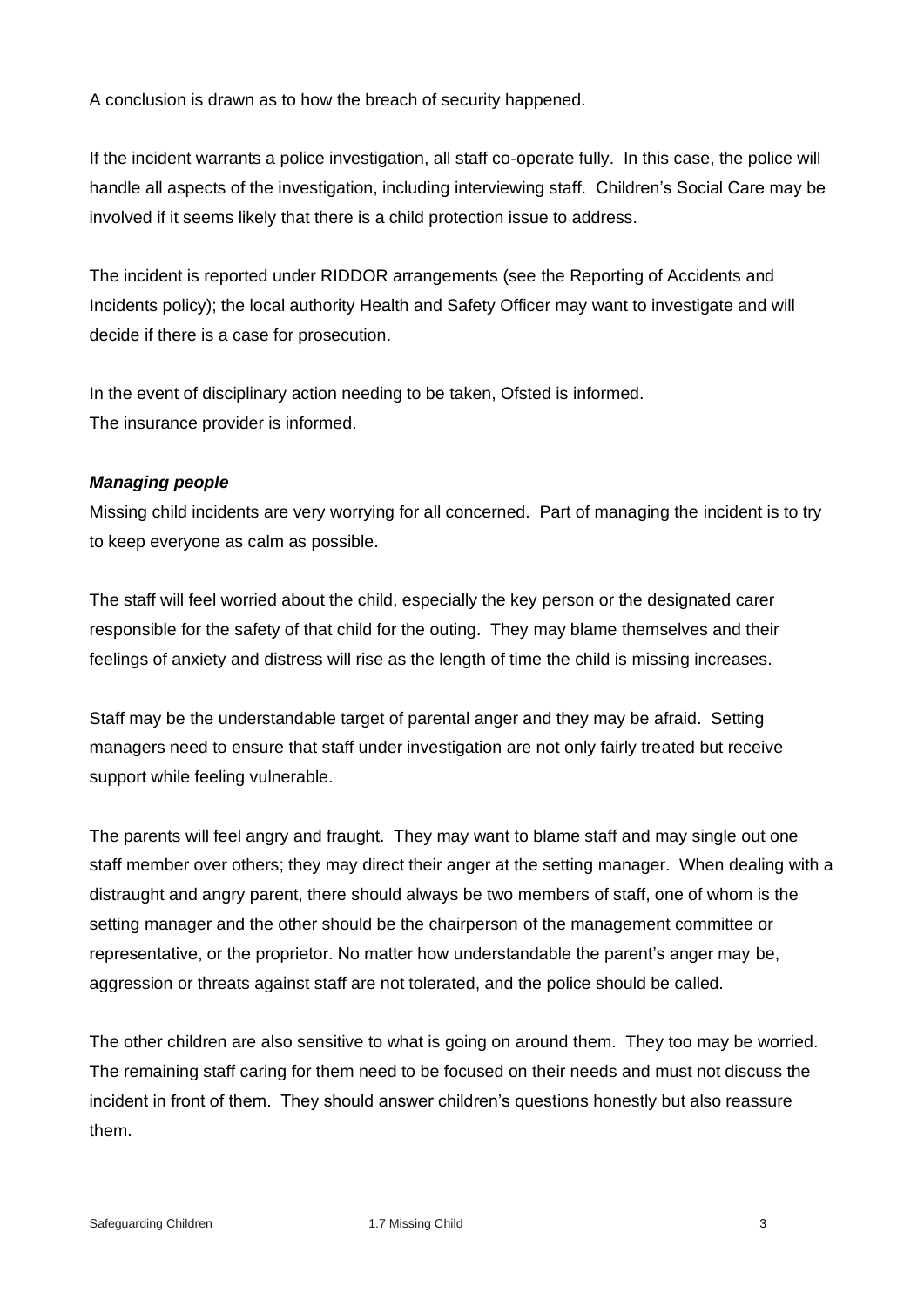A conclusion is drawn as to how the breach of security happened.

If the incident warrants a police investigation, all staff co-operate fully. In this case, the police will handle all aspects of the investigation, including interviewing staff. Children's Social Care may be involved if it seems likely that there is a child protection issue to address.

The incident is reported under RIDDOR arrangements (see the Reporting of Accidents and Incidents policy); the local authority Health and Safety Officer may want to investigate and will decide if there is a case for prosecution.

In the event of disciplinary action needing to be taken, Ofsted is informed.
The insurance provider is informed.

***Managing people***

Missing child incidents are very worrying for all concerned. Part of managing the incident is to try to keep everyone as calm as possible.

The staff will feel worried about the child, especially the key person or the designated carer responsible for the safety of that child for the outing. They may blame themselves and their feelings of anxiety and distress will rise as the length of time the child is missing increases.

Staff may be the understandable target of parental anger and they may be afraid. Setting managers need to ensure that staff under investigation are not only fairly treated but receive support while feeling vulnerable.

The parents will feel angry and fraught. They may want to blame staff and may single out one staff member over others; they may direct their anger at the setting manager. When dealing with a distraught and angry parent, there should always be two members of staff, one of whom is the setting manager and the other should be the chairperson of the management committee or representative, or the proprietor. No matter how understandable the parent's anger may be, aggression or threats against staff are not tolerated, and the police should be called.

The other children are also sensitive to what is going on around them. They too may be worried. The remaining staff caring for them need to be focused on their needs and must not discuss the incident in front of them. They should answer children's questions honestly but also reassure them.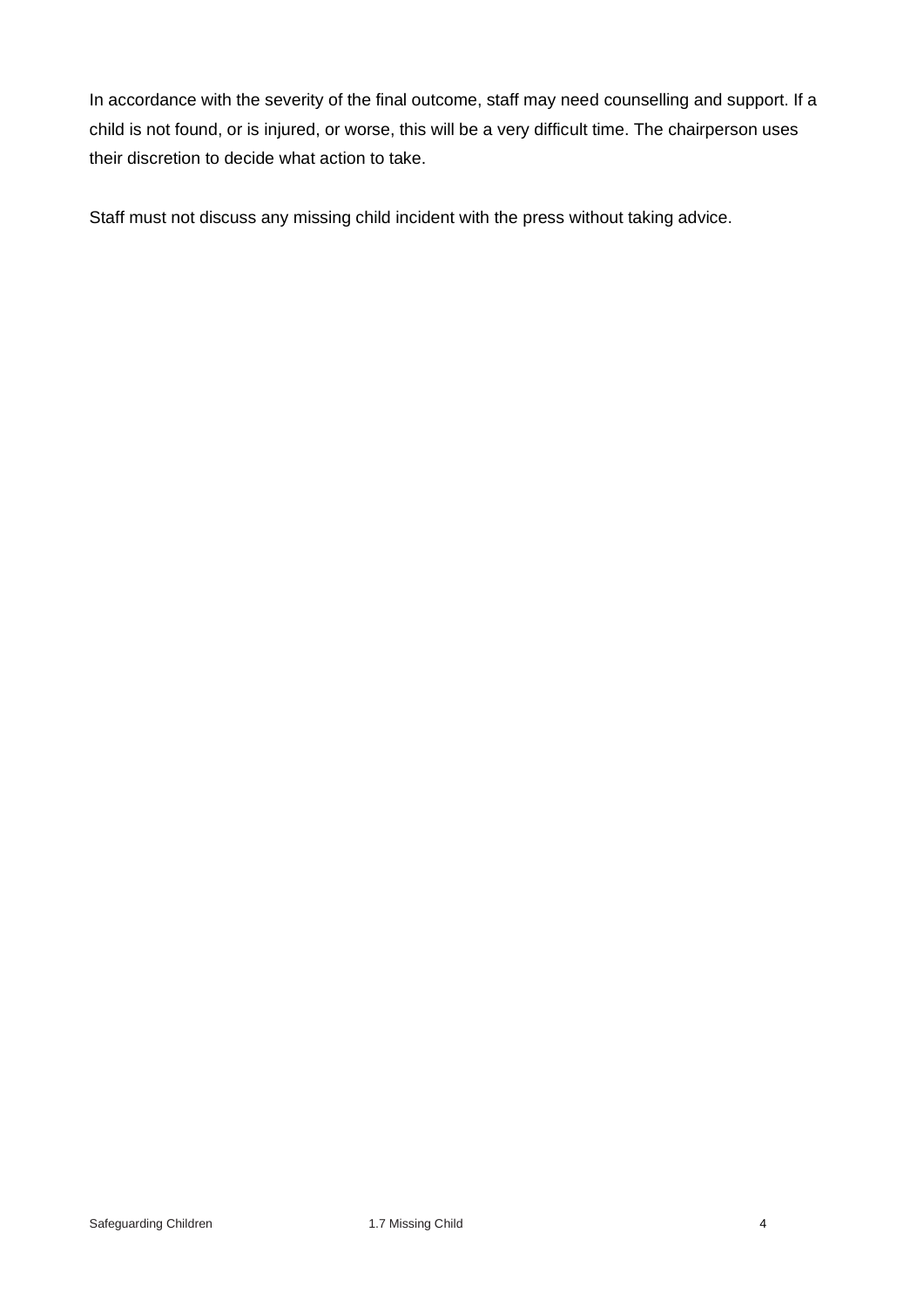In accordance with the severity of the final outcome, staff may need counselling and support. If a child is not found, or is injured, or worse, this will be a very difficult time. The chairperson uses their discretion to decide what action to take.

Staff must not discuss any missing child incident with the press without taking advice.